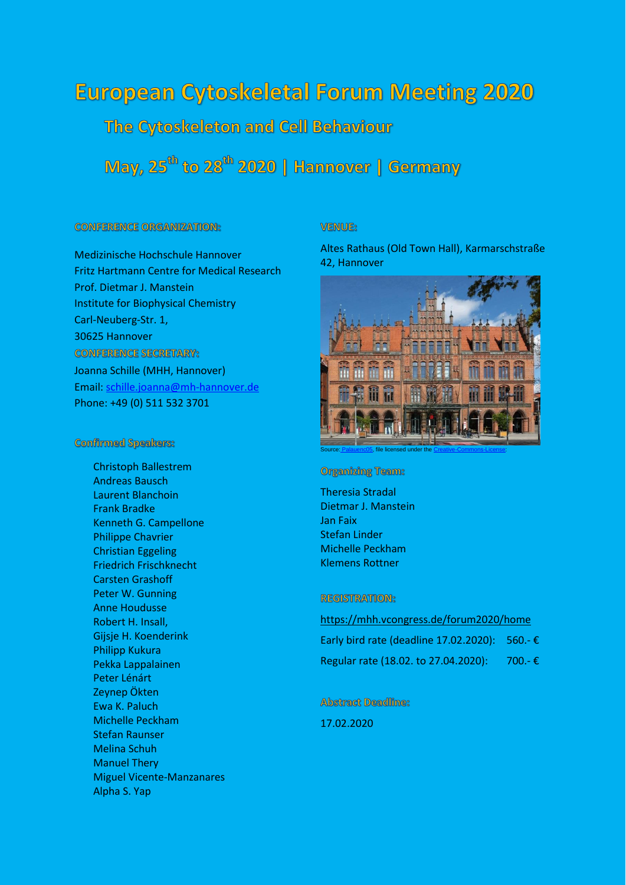# European Cytoskeletal Forum Meeting 2020

## The Cytoskeleton and Cell Behaviour

## May, 25th to 28th 2020 | Hannover | Germany

### CONFERENCE ORGANIZATION:

Medizinische Hochschule Hannover
Fritz Hartmann Centre for Medical Research
Prof. Dietmar J. Manstein
Institute for Biophysical Chemistry
Carl-Neuberg-Str. 1,
30625 Hannover

### CONFERENCE SECRETARY:

Joanna Schille (MHH, Hannover)
Email: schille.joanna@mh-hannover.de
Phone: +49 (0) 511 532 3701

### Confirmed Speakers:

- Christoph Ballestrem
- Andreas Bausch
- Laurent Blanchoin
- Frank Bradke
- Kenneth G. Campellone
- Philippe Chavrier
- Christian Eggeling
- Friedrich Frischknecht
- Carsten Grashoff
- Peter W. Gunning
- Anne Houdusse
- Robert H. Insall,
- Gijsje H. Koenderink
- Philipp Kukura
- Pekka Lappalainen
- Peter Lénárt
- Zeynep Ökten
- Ewa K. Paluch
- Michelle Peckham
- Stefan Raunser
- Melina Schuh
- Manuel Thery
- Miguel Vicente-Manzanares
- Alpha S. Yap

### VENUE:

Altes Rathaus (Old Town Hall), Karmarschstraße 42, Hannover

Source: Palauenc05, file licensed under the Creative-Commons-License

### Organizing Team:

Theresia Stradal
Dietmar J. Manstein
Jan Faix
Stefan Linder
Michelle Peckham
Klemens Rottner

### REGISTRATION:

https://mh.vcongress.de/forum2020/home

| | |
|---|---|
| Early bird rate (deadline 17.02.2020): | 560.- € |
| Regular rate (18.02. to 27.04.2020): | 700.- € |

### Abstract Deadline:

17.02.2020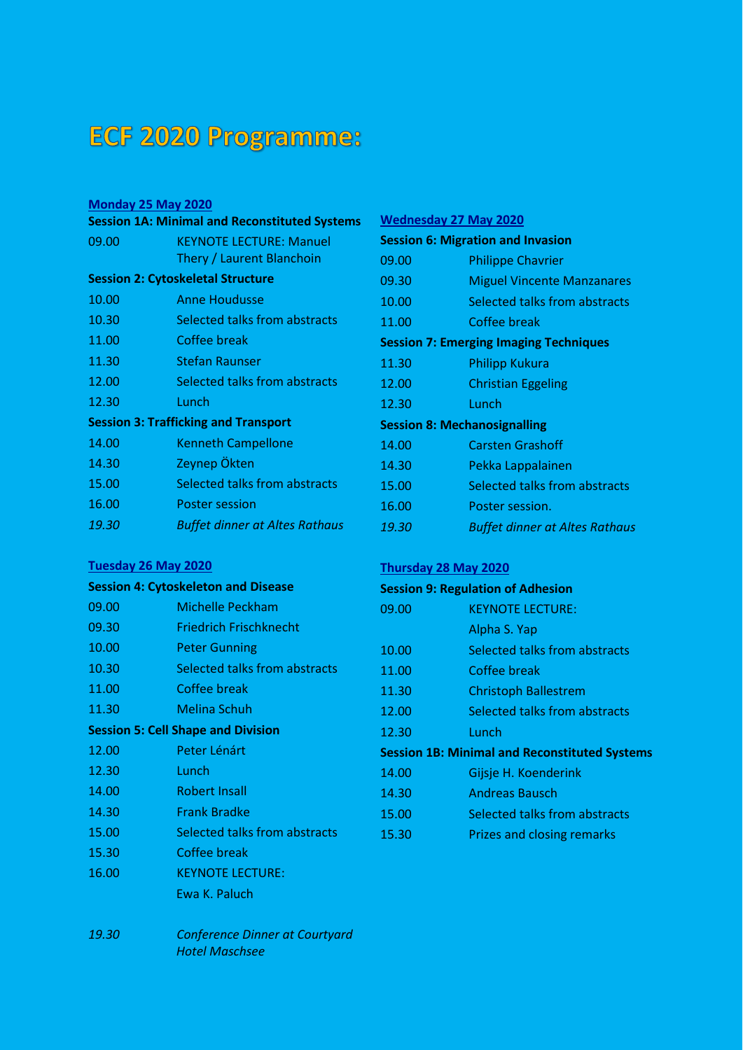# ECF 2020 Programme:

## Monday 25 May 2020

**Session 1A: Minimal and Reconstituted Systems**

| | |
|---|---|
| 09.00 | KEYNOTE LECTURE: Manuel Thery / Laurent Blanchoin |

**Session 2: Cytoskeletal Structure**

| | |
|---|---|
| 10.00 | Anne Houdusse |
| 10.30 | Selected talks from abstracts |
| 11.00 | Coffee break |
| 11.30 | Stefan Raunser |
| 12.00 | Selected talks from abstracts |
| 12.30 | Lunch |

**Session 3: Trafficking and Transport**

| | |
|---|---|
| 14.00 | Kenneth Campellone |
| 14.30 | Zeynep Ökten |
| 15.00 | Selected talks from abstracts |
| 16.00 | Poster session |
| *19.30* | *Buffet dinner at Altes Rathaus* |

## Tuesday 26 May 2020

**Session 4: Cytoskeleton and Disease**

| | |
|---|---|
| 09.00 | Michelle Peckham |
| 09.30 | Friedrich Frischknecht |
| 10.00 | Peter Gunning |
| 10.30 | Selected talks from abstracts |
| 11.00 | Coffee break |
| 11.30 | Melina Schuh |

**Session 5: Cell Shape and Division**

| | |
|---|---|
| 12.00 | Peter Lénárt |
| 12.30 | Lunch |
| 14.00 | Robert Insall |
| 14.30 | Frank Bradke |
| 15.00 | Selected talks from abstracts |
| 15.30 | Coffee break |
| 16.00 | KEYNOTE LECTURE: Ewa K. Paluch |
| *19.30* | *Conference Dinner at Courtyard Hotel Maschsee* |

## Wednesday 27 May 2020

**Session 6: Migration and Invasion**

| | |
|---|---|
| 09.00 | Philippe Chavrier |
| 09.30 | Miguel Vincente Manzanares |
| 10.00 | Selected talks from abstracts |
| 11.00 | Coffee break |

**Session 7: Emerging Imaging Techniques**

| | |
|---|---|
| 11.30 | Philipp Kukura |
| 12.00 | Christian Eggeling |
| 12.30 | Lunch |

**Session 8: Mechanosignalling**

| | |
|---|---|
| 14.00 | Carsten Grashoff |
| 14.30 | Pekka Lappalainen |
| 15.00 | Selected talks from abstracts |
| 16.00 | Poster session. |
| *19.30* | *Buffet dinner at Altes Rathaus* |

## Thursday 28 May 2020

**Session 9: Regulation of Adhesion**

| | |
|---|---|
| 09.00 | KEYNOTE LECTURE: Alpha S. Yap |
| 10.00 | Selected talks from abstracts |
| 11.00 | Coffee break |
| 11.30 | Christoph Ballestrem |
| 12.00 | Selected talks from abstracts |
| 12.30 | Lunch |

**Session 1B: Minimal and Reconstituted Systems**

| | |
|---|---|
| 14.00 | Gijsje H. Koenderink |
| 14.30 | Andreas Bausch |
| 15.00 | Selected talks from abstracts |
| 15.30 | Prizes and closing remarks |